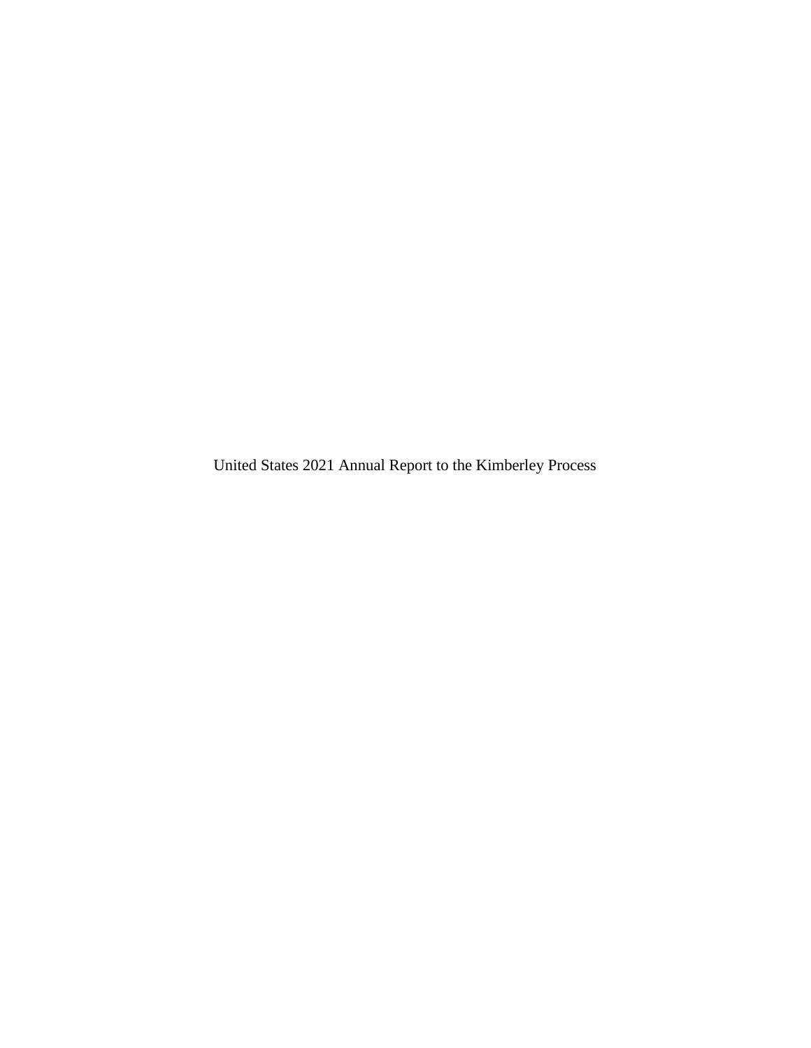# United States 2021 Annual Report to the Kimberley Process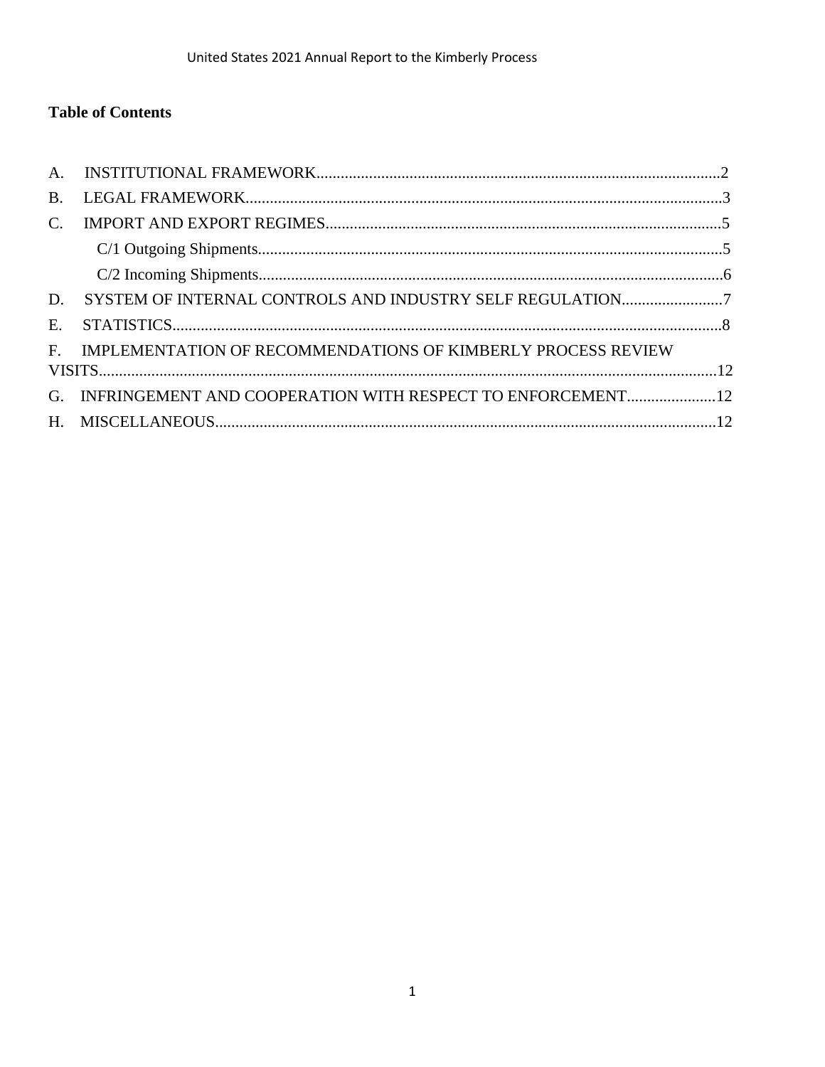**Table of Contents**

A. INSTITUTIONAL FRAMEWORK....................................................................................................2

B. LEGAL FRAMEWORK......................................................................................................................3

C. IMPORT AND EXPORT REGIMES..................................................................................................5

  C/1 Outgoing Shipments..................................................................................................................5

  C/2 Incoming Shipments..................................................................................................................6

D. SYSTEM OF INTERNAL CONTROLS AND INDUSTRY SELF REGULATION.........................7

E. STATISTICS........................................................................................................................................8

F. IMPLEMENTATION OF RECOMMENDATIONS OF KIMBERLY PROCESS REVIEW VISITS.........................................................................................................................................................12

G. INFRINGEMENT AND COOPERATION WITH RESPECT TO ENFORCEMENT......................12

H. MISCELLANEOUS............................................................................................................................12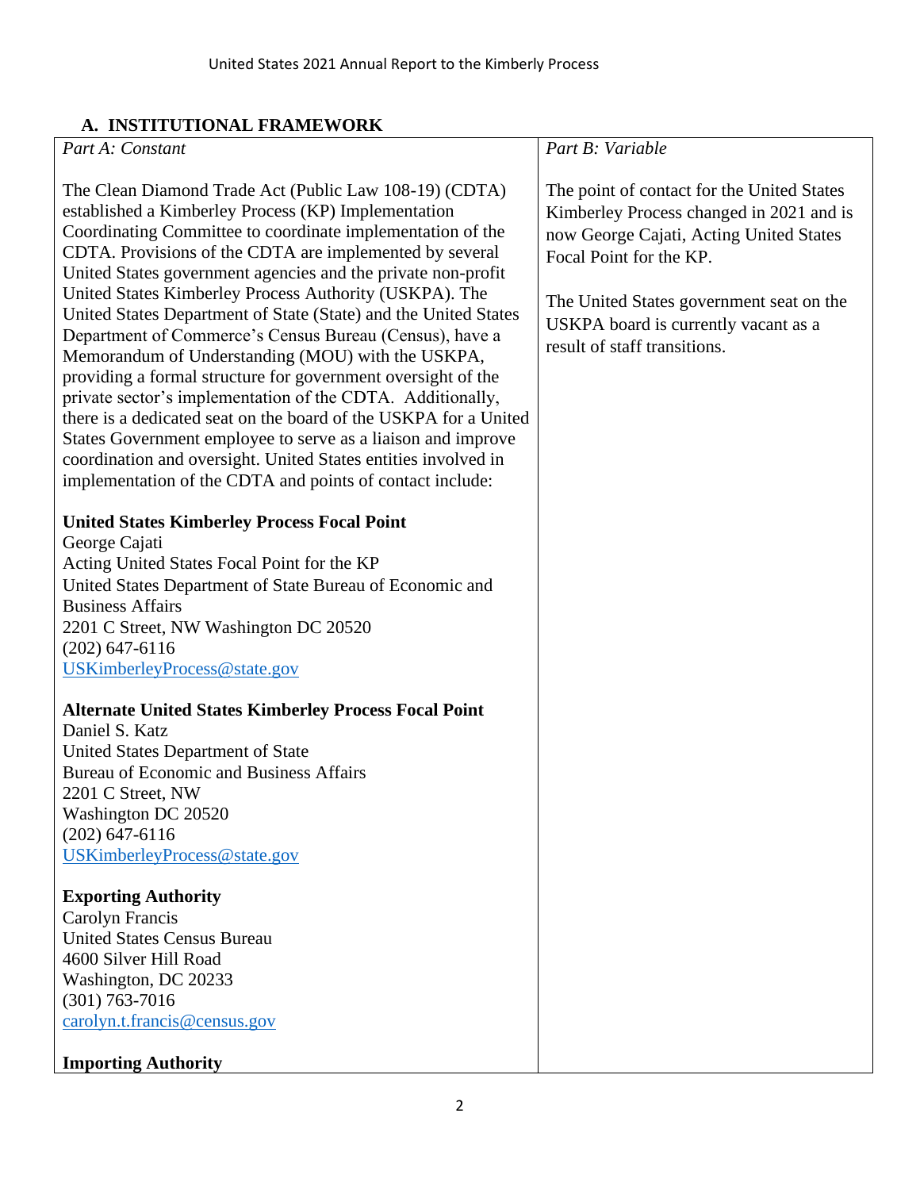## A. INSTITUTIONAL FRAMEWORK

| *Part A: Constant* | *Part B: Variable* |
| --- | --- |
| The Clean Diamond Trade Act (Public Law 108-19) (CDTA) established a Kimberley Process (KP) Implementation Coordinating Committee to coordinate implementation of the CDTA. Provisions of the CDTA are implemented by several United States government agencies and the private non-profit United States Kimberley Process Authority (USKPA). The United States Department of State (State) and the United States Department of Commerce's Census Bureau (Census), have a Memorandum of Understanding (MOU) with the USKPA, providing a formal structure for government oversight of the private sector's implementation of the CDTA. Additionally, there is a dedicated seat on the board of the USKPA for a United States Government employee to serve as a liaison and improve coordination and oversight. United States entities involved in implementation of the CDTA and points of contact include:<br><br>**United States Kimberley Process Focal Point**<br>George Cajati<br>Acting United States Focal Point for the KP<br>United States Department of State Bureau of Economic and Business Affairs<br>2201 C Street, NW Washington DC 20520<br>(202) 647-6116<br>USKimberleyProcess@state.gov<br><br>**Alternate United States Kimberley Process Focal Point**<br>Daniel S. Katz<br>United States Department of State<br>Bureau of Economic and Business Affairs<br>2201 C Street, NW<br>Washington DC 20520<br>(202) 647-6116<br>USKimberleyProcess@state.gov<br><br>**Exporting Authority**<br>Carolyn Francis<br>United States Census Bureau<br>4600 Silver Hill Road<br>Washington, DC 20233<br>(301) 763-7016<br>carolyn.t.francis@census.gov<br><br>**Importing Authority** | The point of contact for the United States Kimberley Process changed in 2021 and is now George Cajati, Acting United States Focal Point for the KP.<br><br>The United States government seat on the USKPA board is currently vacant as a result of staff transitions. |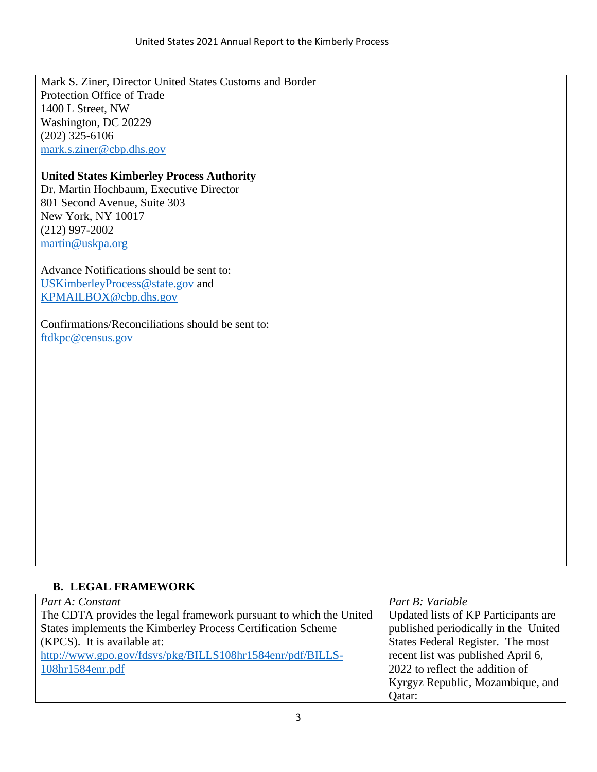| | |
|---|---|
| Mark S. Ziner, Director United States Customs and Border Protection Office of Trade<br>1400 L Street, NW<br>Washington, DC 20229<br>(202) 325-6106<br>mark.s.ziner@cbp.dhs.gov<br><br>**United States Kimberley Process Authority**<br>Dr. Martin Hochbaum, Executive Director<br>801 Second Avenue, Suite 303<br>New York, NY 10017<br>(212) 997-2002<br>martin@uskpa.org<br><br>Advance Notifications should be sent to:<br>USKimberleyProcess@state.gov and<br>KPMAILBOX@cbp.dhs.gov<br><br>Confirmations/Reconciliations should be sent to:<br>ftdkpc@census.gov | |

## B. LEGAL FRAMEWORK

| *Part A: Constant* | *Part B: Variable* |
|---|---|
| The CDTA provides the legal framework pursuant to which the United States implements the Kimberley Process Certification Scheme (KPCS). It is available at: http://www.gpo.gov/fdsys/pkg/BILLS108hr1584enr/pdf/BILLS-108hr1584enr.pdf | Updated lists of KP Participants are published periodically in the United States Federal Register. The most recent list was published April 6, 2022 to reflect the addition of Kyrgyz Republic, Mozambique, and Qatar: |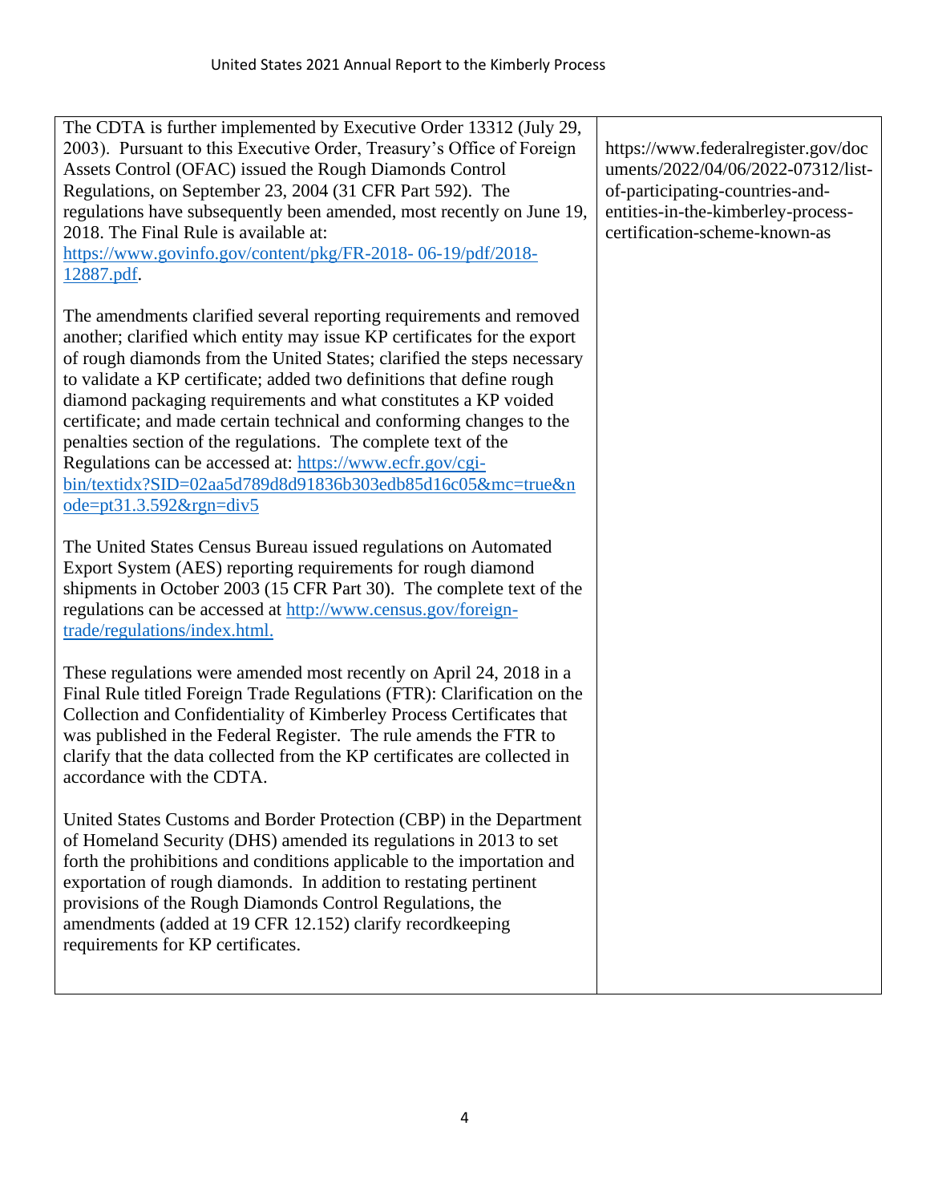| | |
|---|---|
| The CDTA is further implemented by Executive Order 13312 (July 29, 2003). Pursuant to this Executive Order, Treasury's Office of Foreign Assets Control (OFAC) issued the Rough Diamonds Control Regulations, on September 23, 2004 (31 CFR Part 592). The regulations have subsequently been amended, most recently on June 19, 2018. The Final Rule is available at: [https://www.govinfo.gov/content/pkg/FR-2018- 06-19/pdf/2018-12887.pdf](https://www.govinfo.gov/content/pkg/FR-2018-06-19/pdf/2018-12887.pdf).<br><br>The amendments clarified several reporting requirements and removed another; clarified which entity may issue KP certificates for the export of rough diamonds from the United States; clarified the steps necessary to validate a KP certificate; added two definitions that define rough diamond packaging requirements and what constitutes a KP voided certificate; and made certain technical and conforming changes to the penalties section of the regulations. The complete text of the Regulations can be accessed at: [https://www.ecfr.gov/cgi-bin/textidx?SID=02aa5d789d8d91836b303edb85d16c05&mc=true&node=pt31.3.592&rgn=div5](https://www.ecfr.gov/cgi-bin/textidx?SID=02aa5d789d8d91836b303edb85d16c05&mc=true&node=pt31.3.592&rgn=div5)<br><br>The United States Census Bureau issued regulations on Automated Export System (AES) reporting requirements for rough diamond shipments in October 2003 (15 CFR Part 30). The complete text of the regulations can be accessed at [http://www.census.gov/foreign-trade/regulations/index.html.](http://www.census.gov/foreign-trade/regulations/index.html)<br><br>These regulations were amended most recently on April 24, 2018 in a Final Rule titled Foreign Trade Regulations (FTR): Clarification on the Collection and Confidentiality of Kimberley Process Certificates that was published in the Federal Register. The rule amends the FTR to clarify that the data collected from the KP certificates are collected in accordance with the CDTA.<br><br>United States Customs and Border Protection (CBP) in the Department of Homeland Security (DHS) amended its regulations in 2013 to set forth the prohibitions and conditions applicable to the importation and exportation of rough diamonds. In addition to restating pertinent provisions of the Rough Diamonds Control Regulations, the amendments (added at 19 CFR 12.152) clarify recordkeeping requirements for KP certificates. | https://www.federalregister.gov/documents/2022/04/06/2022-07312/list-of-participating-countries-and-entities-in-the-kimberley-process-certification-scheme-known-as |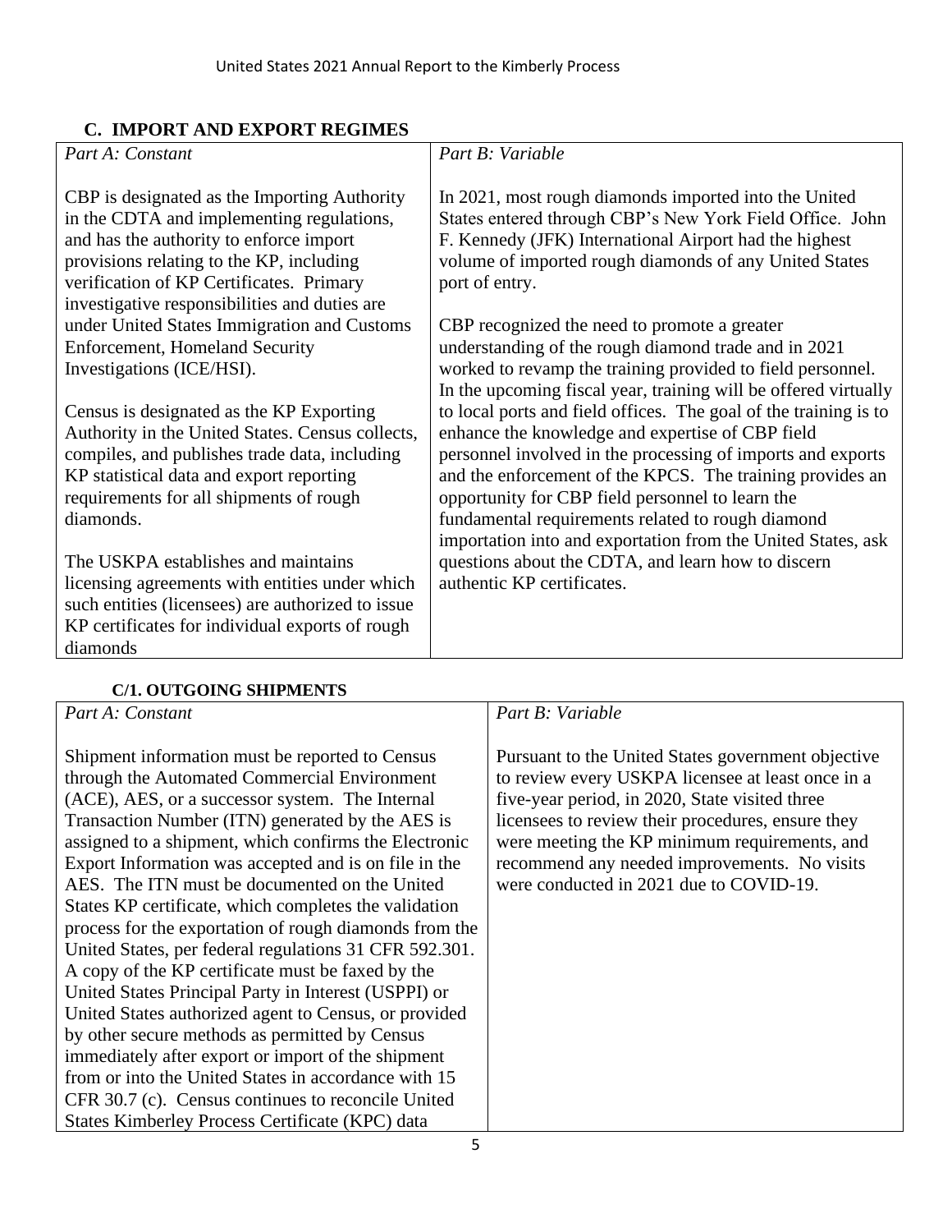## C. IMPORT AND EXPORT REGIMES

| *Part A: Constant* | *Part B: Variable* |
|---|---|
| CBP is designated as the Importing Authority in the CDTA and implementing regulations, and has the authority to enforce import provisions relating to the KP, including verification of KP Certificates. Primary investigative responsibilities and duties are under United States Immigration and Customs Enforcement, Homeland Security Investigations (ICE/HSI).<br><br>Census is designated as the KP Exporting Authority in the United States. Census collects, compiles, and publishes trade data, including KP statistical data and export reporting requirements for all shipments of rough diamonds.<br><br>The USKPA establishes and maintains licensing agreements with entities under which such entities (licensees) are authorized to issue KP certificates for individual exports of rough diamonds | In 2021, most rough diamonds imported into the United States entered through CBP's New York Field Office. John F. Kennedy (JFK) International Airport had the highest volume of imported rough diamonds of any United States port of entry.<br><br>CBP recognized the need to promote a greater understanding of the rough diamond trade and in 2021 worked to revamp the training provided to field personnel. In the upcoming fiscal year, training will be offered virtually to local ports and field offices. The goal of the training is to enhance the knowledge and expertise of CBP field personnel involved in the processing of imports and exports and the enforcement of the KPCS. The training provides an opportunity for CBP field personnel to learn the fundamental requirements related to rough diamond importation into and exportation from the United States, ask questions about the CDTA, and learn how to discern authentic KP certificates. |

### C/1. OUTGOING SHIPMENTS

| *Part A: Constant* | *Part B: Variable* |
|---|---|
| Shipment information must be reported to Census through the Automated Commercial Environment (ACE), AES, or a successor system. The Internal Transaction Number (ITN) generated by the AES is assigned to a shipment, which confirms the Electronic Export Information was accepted and is on file in the AES. The ITN must be documented on the United States KP certificate, which completes the validation process for the exportation of rough diamonds from the United States, per federal regulations 31 CFR 592.301. A copy of the KP certificate must be faxed by the United States Principal Party in Interest (USPPI) or United States authorized agent to Census, or provided by other secure methods as permitted by Census immediately after export or import of the shipment from or into the United States in accordance with 15 CFR 30.7 (c). Census continues to reconcile United States Kimberley Process Certificate (KPC) data | Pursuant to the United States government objective to review every USKPA licensee at least once in a five-year period, in 2020, State visited three licensees to review their procedures, ensure they were meeting the KP minimum requirements, and recommend any needed improvements. No visits were conducted in 2021 due to COVID-19. |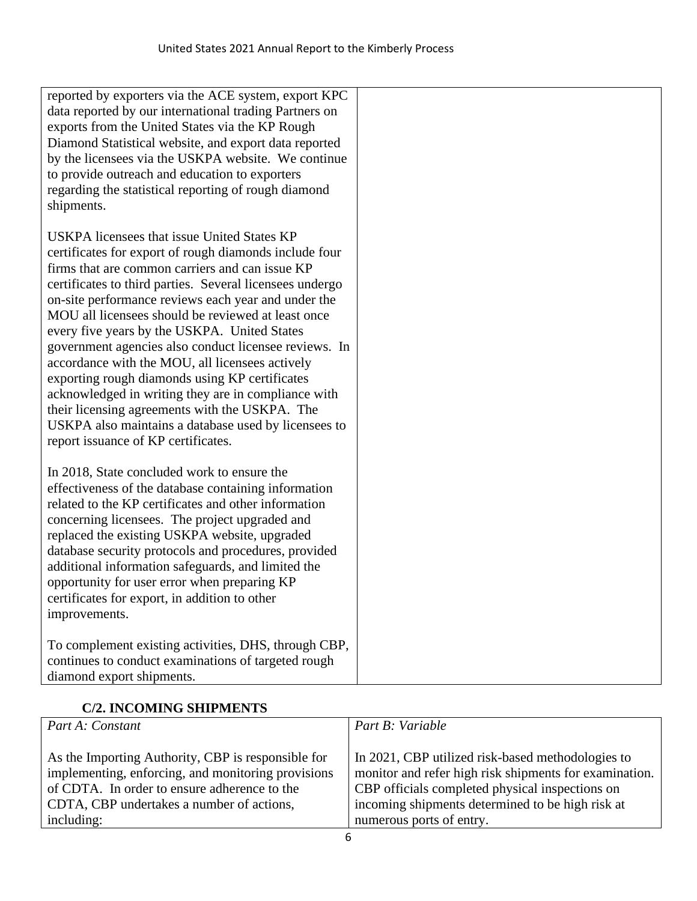| | |
|---|---|
| reported by exporters via the ACE system, export KPC data reported by our international trading Partners on exports from the United States via the KP Rough Diamond Statistical website, and export data reported by the licensees via the USKPA website. We continue to provide outreach and education to exporters regarding the statistical reporting of rough diamond shipments.<br><br>USKPA licensees that issue United States KP certificates for export of rough diamonds include four firms that are common carriers and can issue KP certificates to third parties. Several licensees undergo on-site performance reviews each year and under the MOU all licensees should be reviewed at least once every five years by the USKPA. United States government agencies also conduct licensee reviews. In accordance with the MOU, all licensees actively exporting rough diamonds using KP certificates acknowledged in writing they are in compliance with their licensing agreements with the USKPA. The USKPA also maintains a database used by licensees to report issuance of KP certificates.<br><br>In 2018, State concluded work to ensure the effectiveness of the database containing information related to the KP certificates and other information concerning licensees. The project upgraded and replaced the existing USKPA website, upgraded database security protocols and procedures, provided additional information safeguards, and limited the opportunity for user error when preparing KP certificates for export, in addition to other improvements.<br><br>To complement existing activities, DHS, through CBP, continues to conduct examinations of targeted rough diamond export shipments. | |

### C/2. INCOMING SHIPMENTS

| *Part A: Constant* | *Part B: Variable* |
|---|---|
| As the Importing Authority, CBP is responsible for implementing, enforcing, and monitoring provisions of CDTA. In order to ensure adherence to the CDTA, CBP undertakes a number of actions, including: | In 2021, CBP utilized risk-based methodologies to monitor and refer high risk shipments for examination. CBP officials completed physical inspections on incoming shipments determined to be high risk at numerous ports of entry. |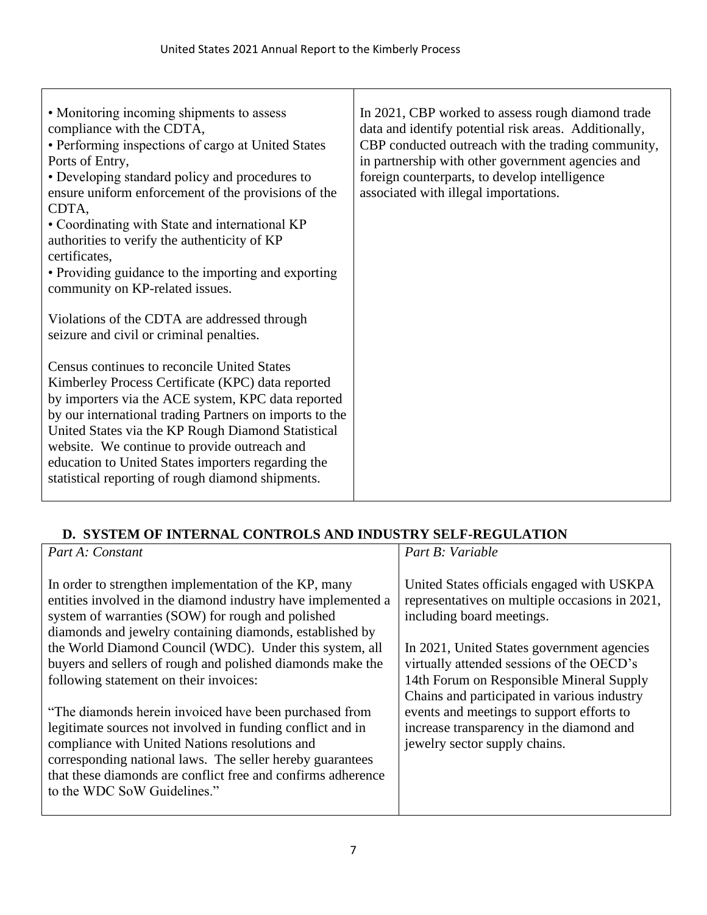| | |
|---|---|
| • Monitoring incoming shipments to assess compliance with the CDTA,<br>• Performing inspections of cargo at United States Ports of Entry,<br>• Developing standard policy and procedures to ensure uniform enforcement of the provisions of the CDTA,<br>• Coordinating with State and international KP authorities to verify the authenticity of KP certificates,<br>• Providing guidance to the importing and exporting community on KP-related issues.<br><br>Violations of the CDTA are addressed through seizure and civil or criminal penalties.<br><br>Census continues to reconcile United States Kimberley Process Certificate (KPC) data reported by importers via the ACE system, KPC data reported by our international trading Partners on imports to the United States via the KP Rough Diamond Statistical website. We continue to provide outreach and education to United States importers regarding the statistical reporting of rough diamond shipments. | In 2021, CBP worked to assess rough diamond trade data and identify potential risk areas. Additionally, CBP conducted outreach with the trading community, in partnership with other government agencies and foreign counterparts, to develop intelligence associated with illegal importations. |

## D. SYSTEM OF INTERNAL CONTROLS AND INDUSTRY SELF-REGULATION

| *Part A: Constant* | *Part B: Variable* |
|---|---|
| In order to strengthen implementation of the KP, many entities involved in the diamond industry have implemented a system of warranties (SOW) for rough and polished diamonds and jewelry containing diamonds, established by the World Diamond Council (WDC). Under this system, all buyers and sellers of rough and polished diamonds make the following statement on their invoices:<br><br>"The diamonds herein invoiced have been purchased from legitimate sources not involved in funding conflict and in compliance with United Nations resolutions and corresponding national laws. The seller hereby guarantees that these diamonds are conflict free and confirms adherence to the WDC SoW Guidelines." | United States officials engaged with USKPA representatives on multiple occasions in 2021, including board meetings.<br><br>In 2021, United States government agencies virtually attended sessions of the OECD's 14th Forum on Responsible Mineral Supply Chains and participated in various industry events and meetings to support efforts to increase transparency in the diamond and jewelry sector supply chains. |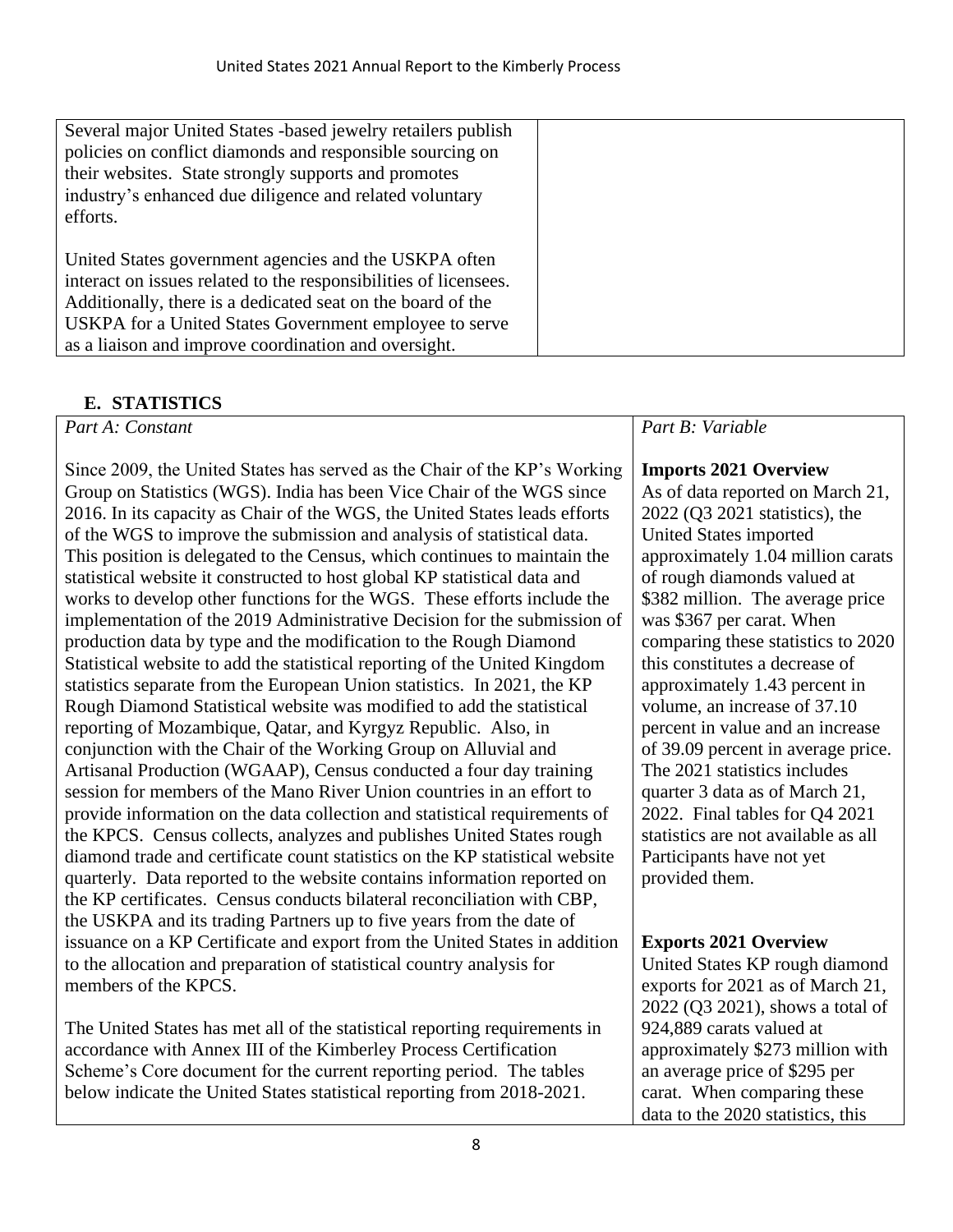| | |
|---|---|
| Several major United States -based jewelry retailers publish policies on conflict diamonds and responsible sourcing on their websites. State strongly supports and promotes industry's enhanced due diligence and related voluntary efforts.<br><br>United States government agencies and the USKPA often interact on issues related to the responsibilities of licensees. Additionally, there is a dedicated seat on the board of the USKPA for a United States Government employee to serve as a liaison and improve coordination and oversight. | |

## E. STATISTICS

| *Part A: Constant* | *Part B: Variable* |
|---|---|
| Since 2009, the United States has served as the Chair of the KP's Working Group on Statistics (WGS). India has been Vice Chair of the WGS since 2016. In its capacity as Chair of the WGS, the United States leads efforts of the WGS to improve the submission and analysis of statistical data. This position is delegated to the Census, which continues to maintain the statistical website it constructed to host global KP statistical data and works to develop other functions for the WGS. These efforts include the implementation of the 2019 Administrative Decision for the submission of production data by type and the modification to the Rough Diamond Statistical website to add the statistical reporting of the United Kingdom statistics separate from the European Union statistics. In 2021, the KP Rough Diamond Statistical website was modified to add the statistical reporting of Mozambique, Qatar, and Kyrgyz Republic. Also, in conjunction with the Chair of the Working Group on Alluvial and Artisanal Production (WGAAP), Census conducted a four day training session for members of the Mano River Union countries in an effort to provide information on the data collection and statistical requirements of the KPCS. Census collects, analyzes and publishes United States rough diamond trade and certificate count statistics on the KP statistical website quarterly. Data reported to the website contains information reported on the KP certificates. Census conducts bilateral reconciliation with CBP, the USKPA and its trading Partners up to five years from the date of issuance on a KP Certificate and export from the United States in addition to the allocation and preparation of statistical country analysis for members of the KPCS.<br><br>The United States has met all of the statistical reporting requirements in accordance with Annex III of the Kimberley Process Certification Scheme's Core document for the current reporting period. The tables below indicate the United States statistical reporting from 2018-2021. | **Imports 2021 Overview**<br>As of data reported on March 21, 2022 (Q3 2021 statistics), the United States imported approximately 1.04 million carats of rough diamonds valued at \$382 million. The average price was \$367 per carat. When comparing these statistics to 2020 this constitutes a decrease of approximately 1.43 percent in volume, an increase of 37.10 percent in value and an increase of 39.09 percent in average price. The 2021 statistics includes quarter 3 data as of March 21, 2022. Final tables for Q4 2021 statistics are not available as all Participants have not yet provided them.<br><br>**Exports 2021 Overview**<br>United States KP rough diamond exports for 2021 as of March 21, 2022 (Q3 2021), shows a total of 924,889 carats valued at approximately \$273 million with an average price of \$295 per carat. When comparing these data to the 2020 statistics, this |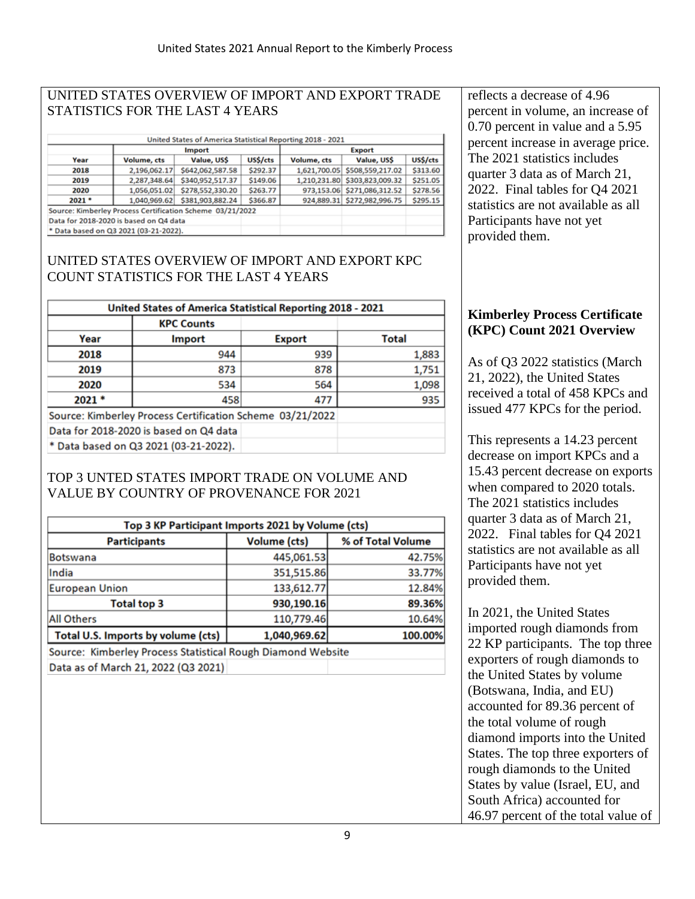## UNITED STATES OVERVIEW OF IMPORT AND EXPORT TRADE STATISTICS FOR THE LAST 4 YEARS

| United States of America Statistical Reporting 2018 - 2021 | | | | | | |
|---|---|---|---|---|---|---|
| | Import | | | Export | | |
| Year | Volume, cts | Value, US$ | US$/cts | Volume, cts | Value, US$ | US$/cts |
| 2018 | 2,196,062.17 | $642,062,587.58 | $292.37 | 1,621,700.05 | $508,559,217.02 | $313.60 |
| 2019 | 2,287,348.64 | $340,952,517.37 | $149.06 | 1,210,231.80 | $303,823,009.32 | $251.05 |
| 2020 | 1,056,051.02 | $278,552,330.20 | $263.77 | 973,153.06 | $271,086,312.52 | $278.56 |
| 2021 * | 1,040,969.62 | $381,903,882.24 | $366.87 | 924,889.31 | $272,982,996.75 | $295.15 |

Source: Kimberley Process Certification Scheme 03/21/2022
Data for 2018-2020 is based on Q4 data
* Data based on Q3 2021 (03-21-2022).

reflects a decrease of 4.96 percent in volume, an increase of 0.70 percent in value and a 5.95 percent increase in average price. The 2021 statistics includes quarter 3 data as of March 21, 2022. Final tables for Q4 2021 statistics are not available as all Participants have not yet provided them.

## UNITED STATES OVERVIEW OF IMPORT AND EXPORT KPC COUNT STATISTICS FOR THE LAST 4 YEARS

| United States of America Statistical Reporting 2018 - 2021 | | | |
|---|---|---|---|
| | KPC Counts | | |
| Year | Import | Export | Total |
| 2018 | 944 | 939 | 1,883 |
| 2019 | 873 | 878 | 1,751 |
| 2020 | 534 | 564 | 1,098 |
| 2021 * | 458 | 477 | 935 |

Source: Kimberley Process Certification Scheme 03/21/2022
Data for 2018-2020 is based on Q4 data
* Data based on Q3 2021 (03-21-2022).

**Kimberley Process Certificate (KPC) Count 2021 Overview**

As of Q3 2022 statistics (March 21, 2022), the United States received a total of 458 KPCs and issued 477 KPCs for the period.

This represents a 14.23 percent decrease on import KPCs and a 15.43 percent decrease on exports when compared to 2020 totals. The 2021 statistics includes quarter 3 data as of March 21, 2022. Final tables for Q4 2021 statistics are not available as all Participants have not yet provided them.

## TOP 3 UNTED STATES IMPORT TRADE ON VOLUME AND VALUE BY COUNTRY OF PROVENANCE FOR 2021

| Top 3 KP Participant Imports 2021 by Volume (cts) | | |
|---|---|---|
| Participants | Volume (cts) | % of Total Volume |
| Botswana | 445,061.53 | 42.75% |
| India | 351,515.86 | 33.77% |
| European Union | 133,612.77 | 12.84% |
| Total top 3 | 930,190.16 | 89.36% |
| All Others | 110,779.46 | 10.64% |
| Total U.S. Imports by volume (cts) | 1,040,969.62 | 100.00% |

Source: Kimberley Process Statistical Rough Diamond Website
Data as of March 21, 2022 (Q3 2021)

In 2021, the United States imported rough diamonds from 22 KP participants. The top three exporters of rough diamonds to the United States by volume (Botswana, India, and EU) accounted for 89.36 percent of the total volume of rough diamond imports into the United States. The top three exporters of rough diamonds to the United States by value (Israel, EU, and South Africa) accounted for 46.97 percent of the total value of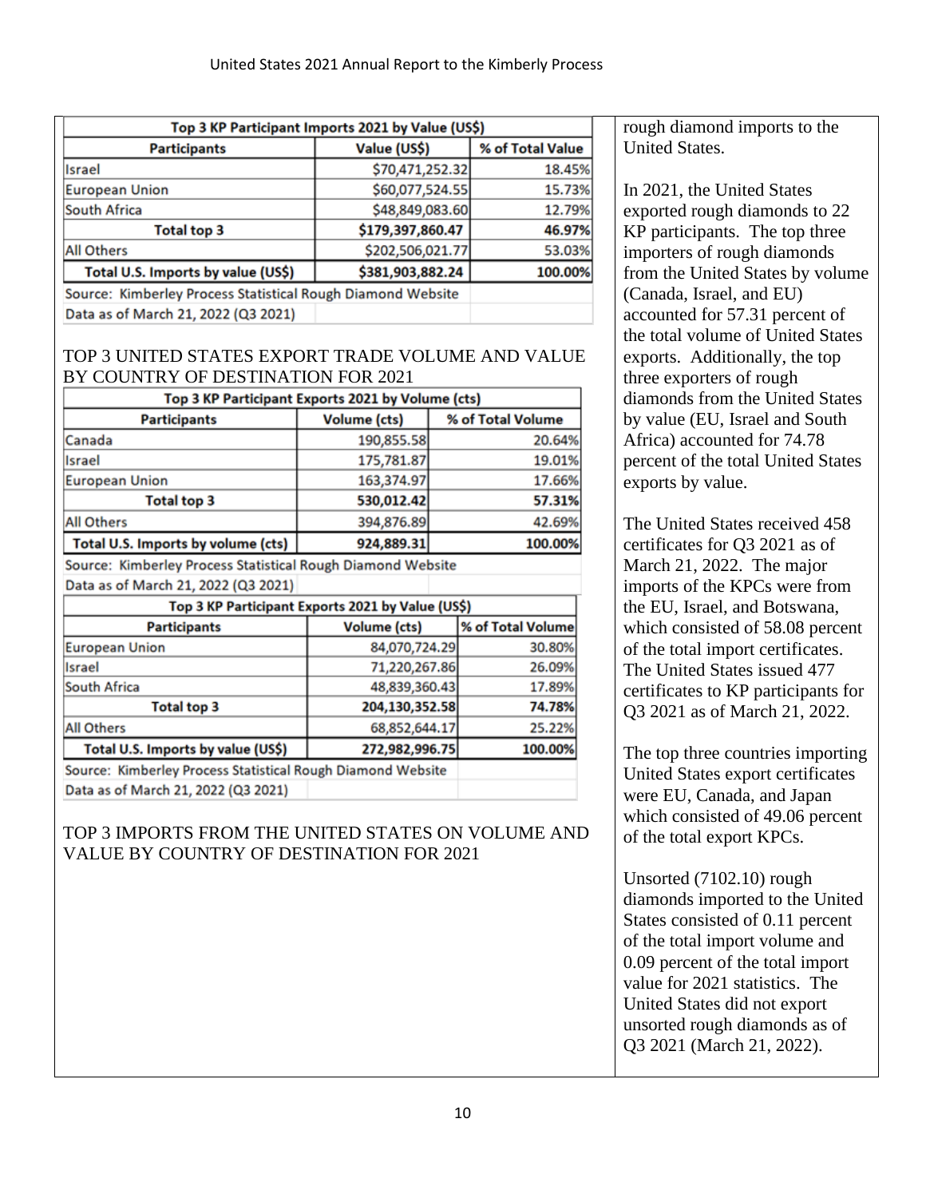| Top 3 KP Participant Imports 2021 by Value (US$) | | |
|---|---|---|
| Participants | Value (US$) | % of Total Value |
| Israel | $70,471,252.32 | 18.45% |
| European Union | $60,077,524.55 | 15.73% |
| South Africa | $48,849,083.60 | 12.79% |
| **Total top 3** | **$179,397,860.47** | **46.97%** |
| All Others | $202,506,021.77 | 53.03% |
| **Total U.S. Imports by value (US$)** | **$381,903,882.24** | **100.00%** |
| Source: Kimberley Process Statistical Rough Diamond Website | | |
| Data as of March 21, 2022 (Q3 2021) | | |

TOP 3 UNITED STATES EXPORT TRADE VOLUME AND VALUE BY COUNTRY OF DESTINATION FOR 2021

| Top 3 KP Participant Exports 2021 by Volume (cts) | | |
|---|---|---|
| Participants | Volume (cts) | % of Total Volume |
| Canada | 190,855.58 | 20.64% |
| Israel | 175,781.87 | 19.01% |
| European Union | 163,374.97 | 17.66% |
| **Total top 3** | **530,012.42** | **57.31%** |
| All Others | 394,876.89 | 42.69% |
| **Total U.S. Imports by volume (cts)** | **924,889.31** | **100.00%** |
| Source: Kimberley Process Statistical Rough Diamond Website | | |
| Data as of March 21, 2022 (Q3 2021) | | |

| Top 3 KP Participant Exports 2021 by Value (US$) | | |
|---|---|---|
| Participants | Volume (cts) | % of Total Volume |
| European Union | 84,070,724.29 | 30.80% |
| Israel | 71,220,267.86 | 26.09% |
| South Africa | 48,839,360.43 | 17.89% |
| **Total top 3** | **204,130,352.58** | **74.78%** |
| All Others | 68,852,644.17 | 25.22% |
| **Total U.S. Imports by value (US$)** | **272,982,996.75** | **100.00%** |
| Source: Kimberley Process Statistical Rough Diamond Website | | |
| Data as of March 21, 2022 (Q3 2021) | | |

TOP 3 IMPORTS FROM THE UNITED STATES ON VOLUME AND VALUE BY COUNTRY OF DESTINATION FOR 2021

rough diamond imports to the United States.

In 2021, the United States exported rough diamonds to 22 KP participants. The top three importers of rough diamonds from the United States by volume (Canada, Israel, and EU) accounted for 57.31 percent of the total volume of United States exports. Additionally, the top three exporters of rough diamonds from the United States by value (EU, Israel and South Africa) accounted for 74.78 percent of the total United States exports by value.

The United States received 458 certificates for Q3 2021 as of March 21, 2022. The major imports of the KPCs were from the EU, Israel, and Botswana, which consisted of 58.08 percent of the total import certificates. The United States issued 477 certificates to KP participants for Q3 2021 as of March 21, 2022.

The top three countries importing United States export certificates were EU, Canada, and Japan which consisted of 49.06 percent of the total export KPCs.

Unsorted (7102.10) rough diamonds imported to the United States consisted of 0.11 percent of the total import volume and 0.09 percent of the total import value for 2021 statistics. The United States did not export unsorted rough diamonds as of Q3 2021 (March 21, 2022).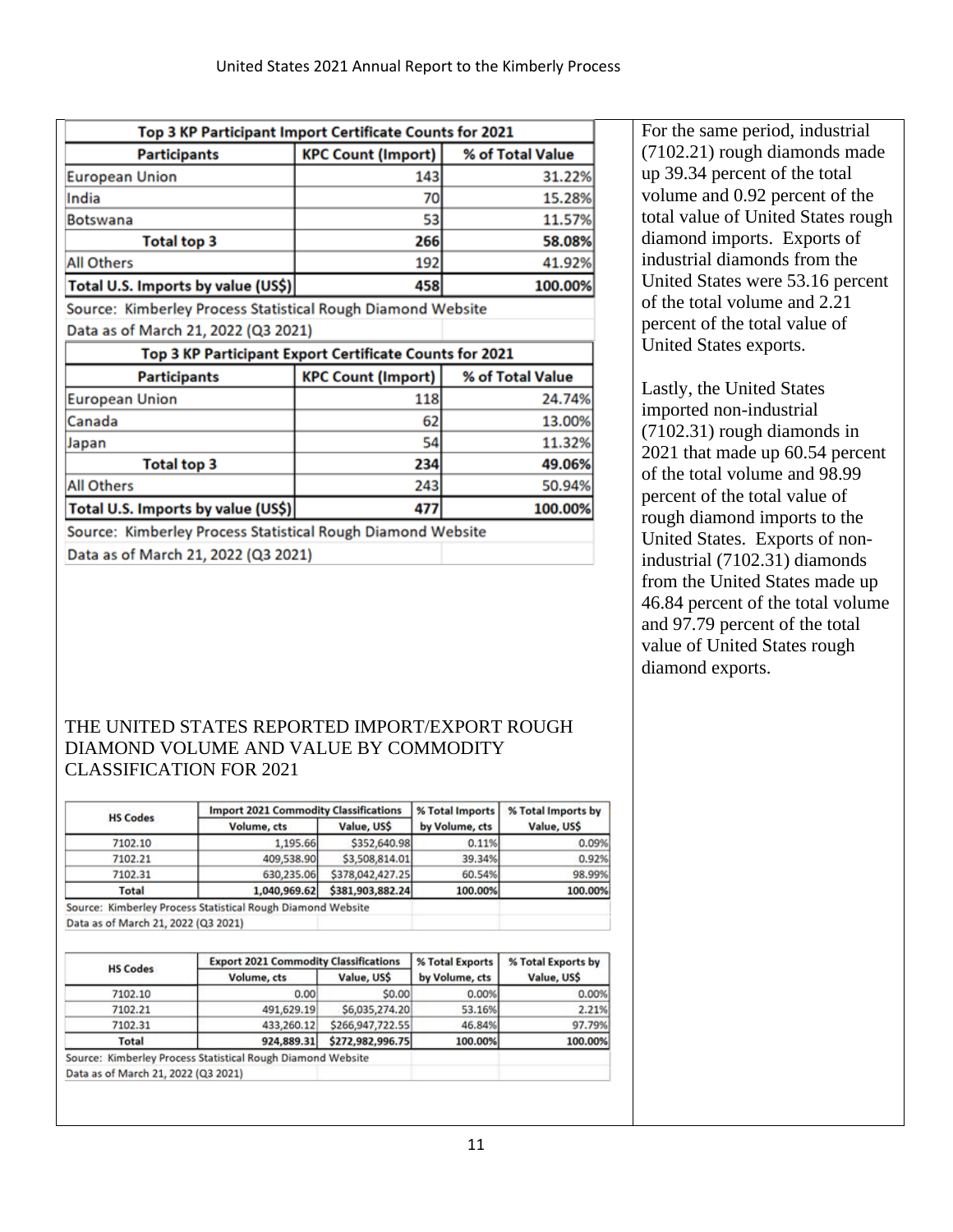| Top 3 KP Participant Import Certificate Counts for 2021 | | |
|---|---|---|
| Participants | KPC Count (Import) | % of Total Value |
| European Union | 143 | 31.22% |
| India | 70 | 15.28% |
| Botswana | 53 | 11.57% |
| **Total top 3** | **266** | **58.08%** |
| All Others | 192 | 41.92% |
| **Total U.S. Imports by value (US$)** | **458** | **100.00%** |
| Source: Kimberley Process Statistical Rough Diamond Website | | |
| Data as of March 21, 2022 (Q3 2021) | | |

| Top 3 KP Participant Export Certificate Counts for 2021 | | |
|---|---|---|
| Participants | KPC Count (Import) | % of Total Value |
| European Union | 118 | 24.74% |
| Canada | 62 | 13.00% |
| Japan | 54 | 11.32% |
| **Total top 3** | **234** | **49.06%** |
| All Others | 243 | 50.94% |
| **Total U.S. Imports by value (US$)** | **477** | **100.00%** |
| Source: Kimberley Process Statistical Rough Diamond Website | | |
| Data as of March 21, 2022 (Q3 2021) | | |

For the same period, industrial (7102.21) rough diamonds made up 39.34 percent of the total volume and 0.92 percent of the total value of United States rough diamond imports. Exports of industrial diamonds from the United States were 53.16 percent of the total volume and 2.21 percent of the total value of United States exports.

Lastly, the United States imported non-industrial (7102.31) rough diamonds in 2021 that made up 60.54 percent of the total volume and 98.99 percent of the total value of rough diamond imports to the United States. Exports of non-industrial (7102.31) diamonds from the United States made up 46.84 percent of the total volume and 97.79 percent of the total value of United States rough diamond exports.

THE UNITED STATES REPORTED IMPORT/EXPORT ROUGH DIAMOND VOLUME AND VALUE BY COMMODITY CLASSIFICATION FOR 2021

| HS Codes | Import 2021 Commodity Classifications | | % Total Imports | % Total Imports by |
|---|---|---|---|---|
| | Volume, cts | Value, US$ | by Volume, cts | Value, US$ |
| 7102.10 | 1,195.66 | $352,640.98 | 0.11% | 0.09% |
| 7102.21 | 409,538.90 | $3,508,814.01 | 39.34% | 0.92% |
| 7102.31 | 630,235.06 | $378,042,427.25 | 60.54% | 98.99% |
| **Total** | **1,040,969.62** | **$381,903,882.24** | **100.00%** | **100.00%** |
| Source: Kimberley Process Statistical Rough Diamond Website | | | | |
| Data as of March 21, 2022 (Q3 2021) | | | | |

| HS Codes | Export 2021 Commodity Classifications | | % Total Exports | % Total Exports by |
|---|---|---|---|---|
| | Volume, cts | Value, US$ | by Volume, cts | Value, US$ |
| 7102.10 | 0.00 | $0.00 | 0.00% | 0.00% |
| 7102.21 | 491,629.19 | $6,035,274.20 | 53.16% | 2.21% |
| 7102.31 | 433,260.12 | $266,947,722.55 | 46.84% | 97.79% |
| **Total** | **924,889.31** | **$272,982,996.75** | **100.00%** | **100.00%** |
| Source: Kimberley Process Statistical Rough Diamond Website | | | | |
| Data as of March 21, 2022 (Q3 2021) | | | | |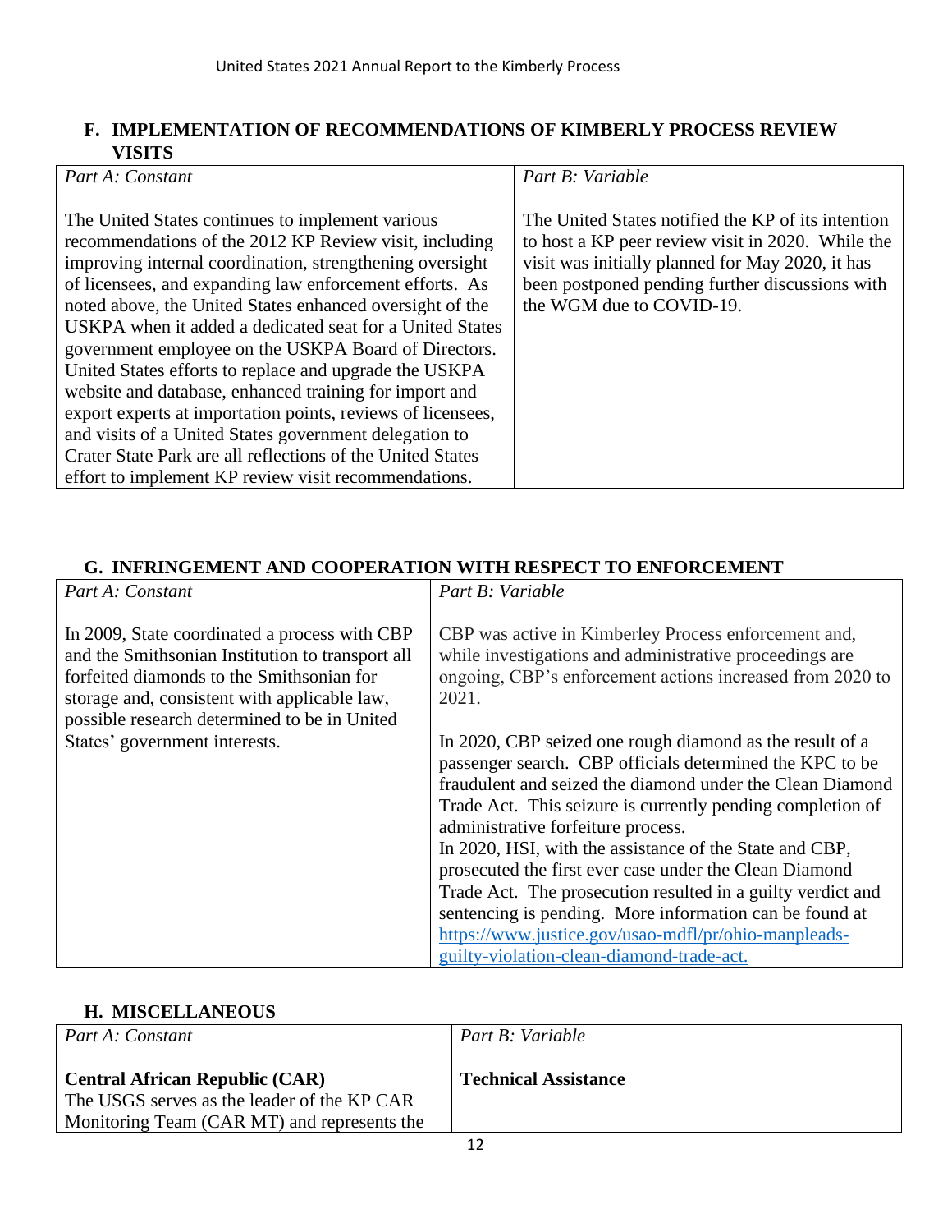## F. IMPLEMENTATION OF RECOMMENDATIONS OF KIMBERLY PROCESS REVIEW VISITS

| *Part A: Constant* | *Part B: Variable* |
|---|---|
| The United States continues to implement various recommendations of the 2012 KP Review visit, including improving internal coordination, strengthening oversight of licensees, and expanding law enforcement efforts. As noted above, the United States enhanced oversight of the USKPA when it added a dedicated seat for a United States government employee on the USKPA Board of Directors. United States efforts to replace and upgrade the USKPA website and database, enhanced training for import and export experts at importation points, reviews of licensees, and visits of a United States government delegation to Crater State Park are all reflections of the United States effort to implement KP review visit recommendations. | The United States notified the KP of its intention to host a KP peer review visit in 2020. While the visit was initially planned for May 2020, it has been postponed pending further discussions with the WGM due to COVID-19. |

## G. INFRINGEMENT AND COOPERATION WITH RESPECT TO ENFORCEMENT

| *Part A: Constant* | *Part B: Variable* |
|---|---|
| In 2009, State coordinated a process with CBP and the Smithsonian Institution to transport all forfeited diamonds to the Smithsonian for storage and, consistent with applicable law, possible research determined to be in United States' government interests. | CBP was active in Kimberley Process enforcement and, while investigations and administrative proceedings are ongoing, CBP's enforcement actions increased from 2020 to 2021.<br><br>In 2020, CBP seized one rough diamond as the result of a passenger search. CBP officials determined the KPC to be fraudulent and seized the diamond under the Clean Diamond Trade Act. This seizure is currently pending completion of administrative forfeiture process.<br>In 2020, HSI, with the assistance of the State and CBP, prosecuted the first ever case under the Clean Diamond Trade Act. The prosecution resulted in a guilty verdict and sentencing is pending. More information can be found at [https://www.justice.gov/usao-mdfl/pr/ohio-manpleads-guilty-violation-clean-diamond-trade-act.](https://www.justice.gov/usao-mdfl/pr/ohio-manpleads-guilty-violation-clean-diamond-trade-act) |

## H. MISCELLANEOUS

| *Part A: Constant* | *Part B: Variable* |
|---|---|
| **Central African Republic (CAR)**<br>The USGS serves as the leader of the KP CAR Monitoring Team (CAR MT) and represents the | **Technical Assistance** |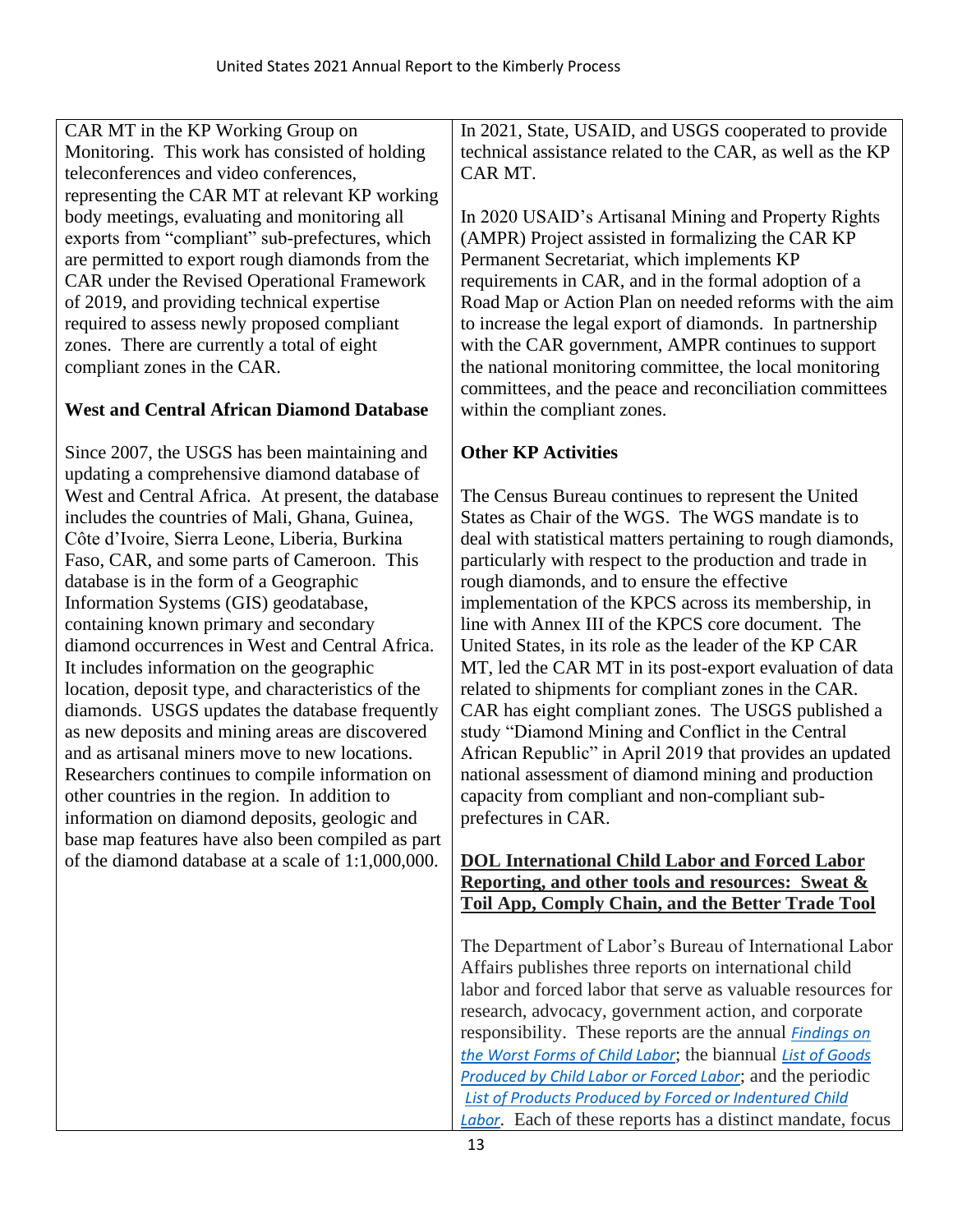CAR MT in the KP Working Group on Monitoring. This work has consisted of holding teleconferences and video conferences, representing the CAR MT at relevant KP working body meetings, evaluating and monitoring all exports from "compliant" sub-prefectures, which are permitted to export rough diamonds from the CAR under the Revised Operational Framework of 2019, and providing technical expertise required to assess newly proposed compliant zones. There are currently a total of eight compliant zones in the CAR.

**West and Central African Diamond Database**

Since 2007, the USGS has been maintaining and updating a comprehensive diamond database of West and Central Africa. At present, the database includes the countries of Mali, Ghana, Guinea, Côte d'Ivoire, Sierra Leone, Liberia, Burkina Faso, CAR, and some parts of Cameroon. This database is in the form of a Geographic Information Systems (GIS) geodatabase, containing known primary and secondary diamond occurrences in West and Central Africa. It includes information on the geographic location, deposit type, and characteristics of the diamonds. USGS updates the database frequently as new deposits and mining areas are discovered and as artisanal miners move to new locations. Researchers continues to compile information on other countries in the region. In addition to information on diamond deposits, geologic and base map features have also been compiled as part of the diamond database at a scale of 1:1,000,000.

In 2021, State, USAID, and USGS cooperated to provide technical assistance related to the CAR, as well as the KP CAR MT.

In 2020 USAID's Artisanal Mining and Property Rights (AMPR) Project assisted in formalizing the CAR KP Permanent Secretariat, which implements KP requirements in CAR, and in the formal adoption of a Road Map or Action Plan on needed reforms with the aim to increase the legal export of diamonds. In partnership with the CAR government, AMPR continues to support the national monitoring committee, the local monitoring committees, and the peace and reconciliation committees within the compliant zones.

**Other KP Activities**

The Census Bureau continues to represent the United States as Chair of the WGS. The WGS mandate is to deal with statistical matters pertaining to rough diamonds, particularly with respect to the production and trade in rough diamonds, and to ensure the effective implementation of the KPCS across its membership, in line with Annex III of the KPCS core document. The United States, in its role as the leader of the KP CAR MT, led the CAR MT in its post-export evaluation of data related to shipments for compliant zones in the CAR. CAR has eight compliant zones. The USGS published a study "Diamond Mining and Conflict in the Central African Republic" in April 2019 that provides an updated national assessment of diamond mining and production capacity from compliant and non-compliant sub-prefectures in CAR.

**DOL International Child Labor and Forced Labor Reporting, and other tools and resources: Sweat & Toil App, Comply Chain, and the Better Trade Tool**

The Department of Labor's Bureau of International Labor Affairs publishes three reports on international child labor and forced labor that serve as valuable resources for research, advocacy, government action, and corporate responsibility. These reports are the annual *Findings on the Worst Forms of Child Labor*; the biannual *List of Goods Produced by Child Labor or Forced Labor*; and the periodic *List of Products Produced by Forced or Indentured Child Labor*. Each of these reports has a distinct mandate, focus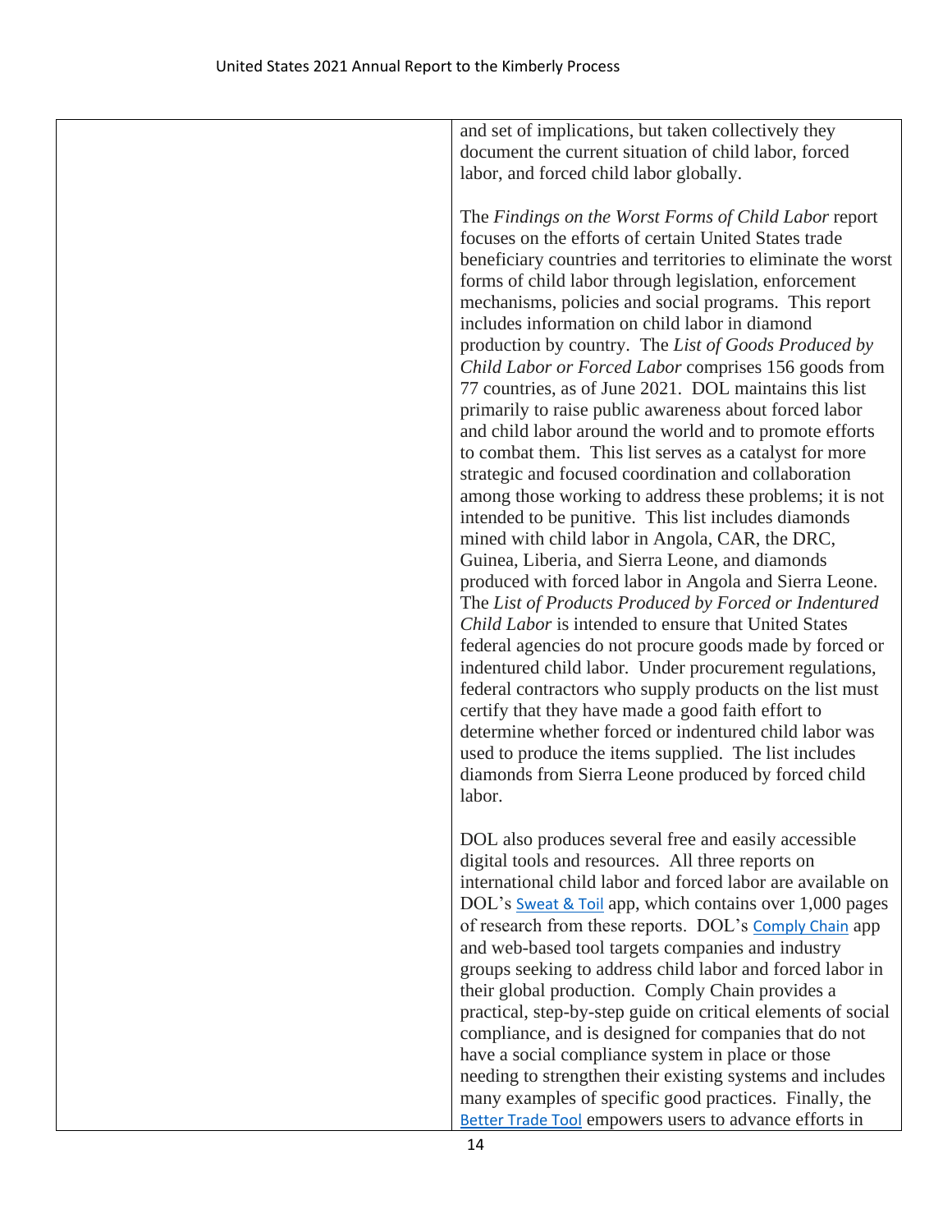| | and set of implications, but taken collectively they document the current situation of child labor, forced labor, and forced child labor globally.<br><br>The *Findings on the Worst Forms of Child Labor* report focuses on the efforts of certain United States trade beneficiary countries and territories to eliminate the worst forms of child labor through legislation, enforcement mechanisms, policies and social programs. This report includes information on child labor in diamond production by country. The *List of Goods Produced by Child Labor or Forced Labor* comprises 156 goods from 77 countries, as of June 2021. DOL maintains this list primarily to raise public awareness about forced labor and child labor around the world and to promote efforts to combat them. This list serves as a catalyst for more strategic and focused coordination and collaboration among those working to address these problems; it is not intended to be punitive. This list includes diamonds mined with child labor in Angola, CAR, the DRC, Guinea, Liberia, and Sierra Leone, and diamonds produced with forced labor in Angola and Sierra Leone. The *List of Products Produced by Forced or Indentured Child Labor* is intended to ensure that United States federal agencies do not procure goods made by forced or indentured child labor. Under procurement regulations, federal contractors who supply products on the list must certify that they have made a good faith effort to determine whether forced or indentured child labor was used to produce the items supplied. The list includes diamonds from Sierra Leone produced by forced child labor.<br><br>DOL also produces several free and easily accessible digital tools and resources. All three reports on international child labor and forced labor are available on DOL's Sweat & Toil app, which contains over 1,000 pages of research from these reports. DOL's Comply Chain app and web-based tool targets companies and industry groups seeking to address child labor and forced labor in their global production. Comply Chain provides a practical, step-by-step guide on critical elements of social compliance, and is designed for companies that do not have a social compliance system in place or those needing to strengthen their existing systems and includes many examples of specific good practices. Finally, the Better Trade Tool empowers users to advance efforts in |
|---|---|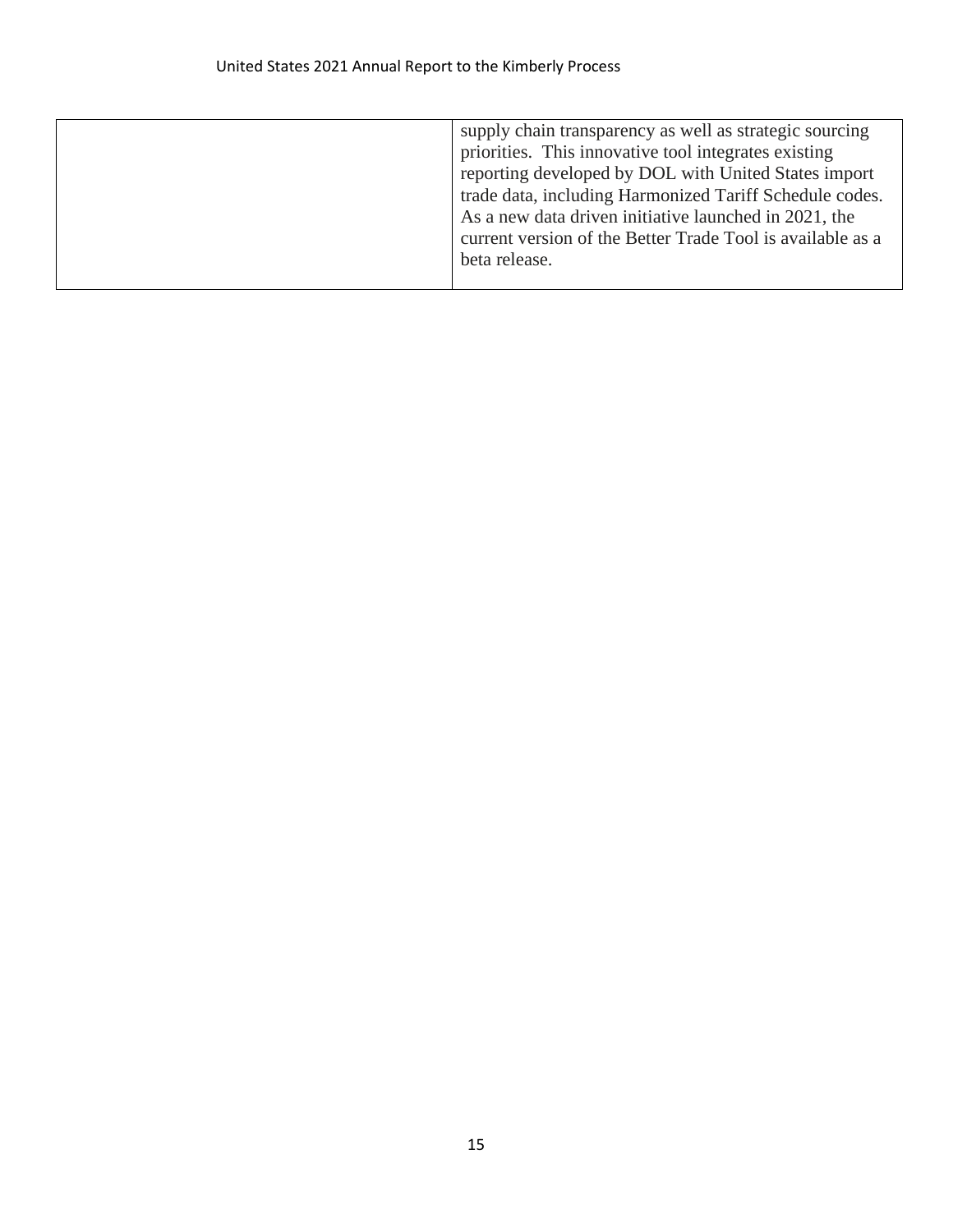| | |
|---|---|
| | supply chain transparency as well as strategic sourcing priorities. This innovative tool integrates existing reporting developed by DOL with United States import trade data, including Harmonized Tariff Schedule codes. As a new data driven initiative launched in 2021, the current version of the Better Trade Tool is available as a beta release. |